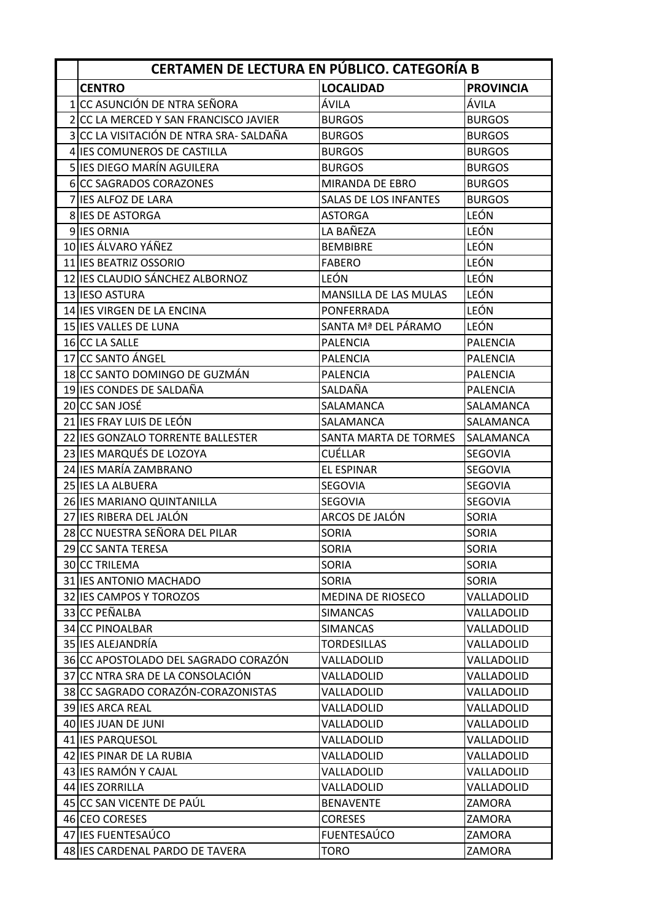| | CERTAMEN DE LECTURA EN PÚBLICO. CATEGORÍA B | | |
|---|---|---|---|
| | **CENTRO** | **LOCALIDAD** | **PROVINCIA** |
| 1 | CC ASUNCIÓN DE NTRA SEÑORA | ÁVILA | ÁVILA |
| 2 | CC LA MERCED Y SAN FRANCISCO JAVIER | BURGOS | BURGOS |
| 3 | CC LA VISITACIÓN DE NTRA SRA- SALDAÑA | BURGOS | BURGOS |
| 4 | IES COMUNEROS DE CASTILLA | BURGOS | BURGOS |
| 5 | IES DIEGO MARÍN AGUILERA | BURGOS | BURGOS |
| 6 | CC SAGRADOS CORAZONES | MIRANDA DE EBRO | BURGOS |
| 7 | IES ALFOZ DE LARA | SALAS DE LOS INFANTES | BURGOS |
| 8 | IES DE ASTORGA | ASTORGA | LEÓN |
| 9 | IES ORNIA | LA BAÑEZA | LEÓN |
| 10 | IES ÁLVARO YÁÑEZ | BEMBIBRE | LEÓN |
| 11 | IES BEATRIZ OSSORIO | FABERO | LEÓN |
| 12 | IES CLAUDIO SÁNCHEZ ALBORNOZ | LEÓN | LEÓN |
| 13 | IESO ASTURA | MANSILLA DE LAS MULAS | LEÓN |
| 14 | IES VIRGEN DE LA ENCINA | PONFERRADA | LEÓN |
| 15 | IES VALLES DE LUNA | SANTA Mª DEL PÁRAMO | LEÓN |
| 16 | CC LA SALLE | PALENCIA | PALENCIA |
| 17 | CC SANTO ÁNGEL | PALENCIA | PALENCIA |
| 18 | CC SANTO DOMINGO DE GUZMÁN | PALENCIA | PALENCIA |
| 19 | IES CONDES DE SALDAÑA | SALDAÑA | PALENCIA |
| 20 | CC SAN JOSÉ | SALAMANCA | SALAMANCA |
| 21 | IES FRAY LUIS DE LEÓN | SALAMANCA | SALAMANCA |
| 22 | IES GONZALO TORRENTE BALLESTER | SANTA MARTA DE TORMES | SALAMANCA |
| 23 | IES MARQUÉS DE LOZOYA | CUÉLLAR | SEGOVIA |
| 24 | IES MARÍA ZAMBRANO | EL ESPINAR | SEGOVIA |
| 25 | IES LA ALBUERA | SEGOVIA | SEGOVIA |
| 26 | IES MARIANO QUINTANILLA | SEGOVIA | SEGOVIA |
| 27 | IES RIBERA DEL JALÓN | ARCOS DE JALÓN | SORIA |
| 28 | CC NUESTRA SEÑORA DEL PILAR | SORIA | SORIA |
| 29 | CC SANTA TERESA | SORIA | SORIA |
| 30 | CC TRILEMA | SORIA | SORIA |
| 31 | IES ANTONIO MACHADO | SORIA | SORIA |
| 32 | IES CAMPOS Y TOROZOS | MEDINA DE RIOSECO | VALLADOLID |
| 33 | CC PEÑALBA | SIMANCAS | VALLADOLID |
| 34 | CC PINOALBAR | SIMANCAS | VALLADOLID |
| 35 | IES ALEJANDRÍA | TORDESILLAS | VALLADOLID |
| 36 | CC APOSTOLADO DEL SAGRADO CORAZÓN | VALLADOLID | VALLADOLID |
| 37 | CC NTRA SRA DE LA CONSOLACIÓN | VALLADOLID | VALLADOLID |
| 38 | CC SAGRADO CORAZÓN-CORAZONISTAS | VALLADOLID | VALLADOLID |
| 39 | IES ARCA REAL | VALLADOLID | VALLADOLID |
| 40 | IES JUAN DE JUNI | VALLADOLID | VALLADOLID |
| 41 | IES PARQUESOL | VALLADOLID | VALLADOLID |
| 42 | IES PINAR DE LA RUBIA | VALLADOLID | VALLADOLID |
| 43 | IES RAMÓN Y CAJAL | VALLADOLID | VALLADOLID |
| 44 | IES ZORRILLA | VALLADOLID | VALLADOLID |
| 45 | CC SAN VICENTE DE PAÚL | BENAVENTE | ZAMORA |
| 46 | CEO CORESES | CORESES | ZAMORA |
| 47 | IES FUENTESAÚCO | FUENTESAÚCO | ZAMORA |
| 48 | IES CARDENAL PARDO DE TAVERA | TORO | ZAMORA |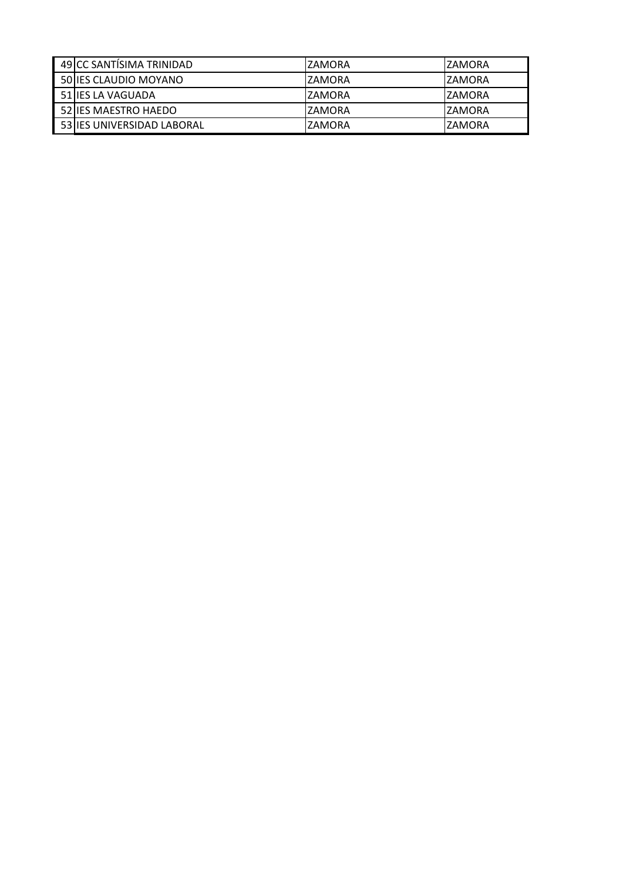| | | | |
|---|---|---|---|
| 49 | CC SANTÍSIMA TRINIDAD | ZAMORA | ZAMORA |
| 50 | IES CLAUDIO MOYANO | ZAMORA | ZAMORA |
| 51 | IES LA VAGUADA | ZAMORA | ZAMORA |
| 52 | IES MAESTRO HAEDO | ZAMORA | ZAMORA |
| 53 | IES UNIVERSIDAD LABORAL | ZAMORA | ZAMORA |